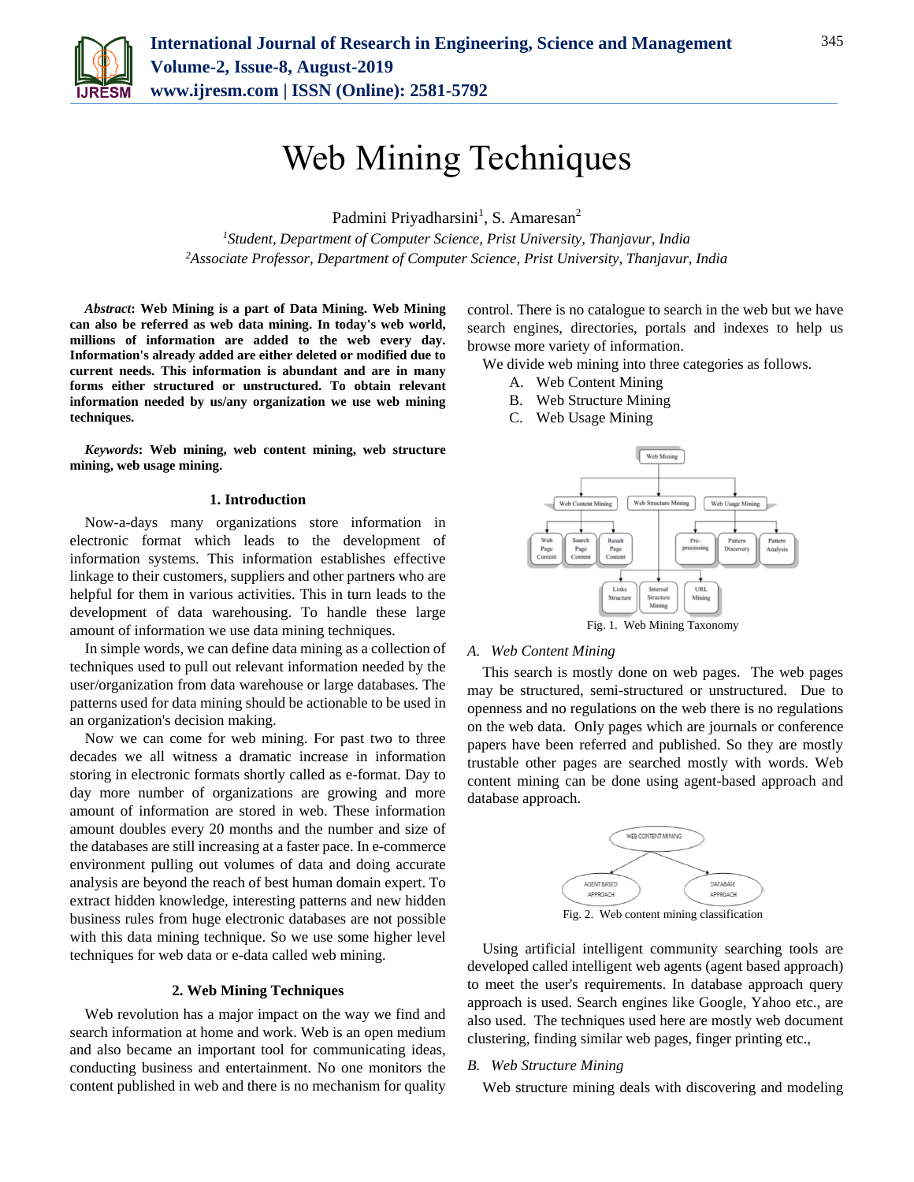# Web Mining Techniques

Padmini Priyadharsini[1], S. Amaresan[2]

[1]*Student, Department of Computer Science, Prist University, Thanjavur, India*
[2]*Associate Professor, Department of Computer Science, Prist University, Thanjavur, India*

***Abstract*: Web Mining is a part of Data Mining. Web Mining can also be referred as web data mining. In today's web world, millions of information are added to the web every day. Information's already added are either deleted or modified due to current needs. This information is abundant and are in many forms either structured or unstructured. To obtain relevant information needed by us/any organization we use web mining techniques.**

***Keywords*: Web mining, web content mining, web structure mining, web usage mining.**

## 1. Introduction

Now-a-days many organizations store information in electronic format which leads to the development of information systems. This information establishes effective linkage to their customers, suppliers and other partners who are helpful for them in various activities. This in turn leads to the development of data warehousing. To handle these large amount of information we use data mining techniques.

In simple words, we can define data mining as a collection of techniques used to pull out relevant information needed by the user/organization from data warehouse or large databases. The patterns used for data mining should be actionable to be used in an organization's decision making.

Now we can come for web mining. For past two to three decades we all witness a dramatic increase in information storing in electronic formats shortly called as e-format. Day to day more number of organizations are growing and more amount of information are stored in web. These information amount doubles every 20 months and the number and size of the databases are still increasing at a faster pace. In e-commerce environment pulling out volumes of data and doing accurate analysis are beyond the reach of best human domain expert. To extract hidden knowledge, interesting patterns and new hidden business rules from huge electronic databases are not possible with this data mining technique. So we use some higher level techniques for web data or e-data called web mining.

## 2. Web Mining Techniques

Web revolution has a major impact on the way we find and search information at home and work. Web is an open medium and also became an important tool for communicating ideas, conducting business and entertainment. No one monitors the content published in web and there is no mechanism for quality control. There is no catalogue to search in the web but we have search engines, directories, portals and indexes to help us browse more variety of information.

We divide web mining into three categories as follows.

A. Web Content Mining
B. Web Structure Mining
C. Web Usage Mining

Fig. 1. Web Mining Taxonomy

### *A. Web Content Mining*

This search is mostly done on web pages. The web pages may be structured, semi-structured or unstructured. Due to openness and no regulations on the web there is no regulations on the web data. Only pages which are journals or conference papers have been referred and published. So they are mostly trustable other pages are searched mostly with words. Web content mining can be done using agent-based approach and database approach.

Fig. 2. Web content mining classification

Using artificial intelligent community searching tools are developed called intelligent web agents (agent based approach) to meet the user's requirements. In database approach query approach is used. Search engines like Google, Yahoo etc., are also used. The techniques used here are mostly web document clustering, finding similar web pages, finger printing etc.,

### *B. Web Structure Mining*

Web structure mining deals with discovering and modeling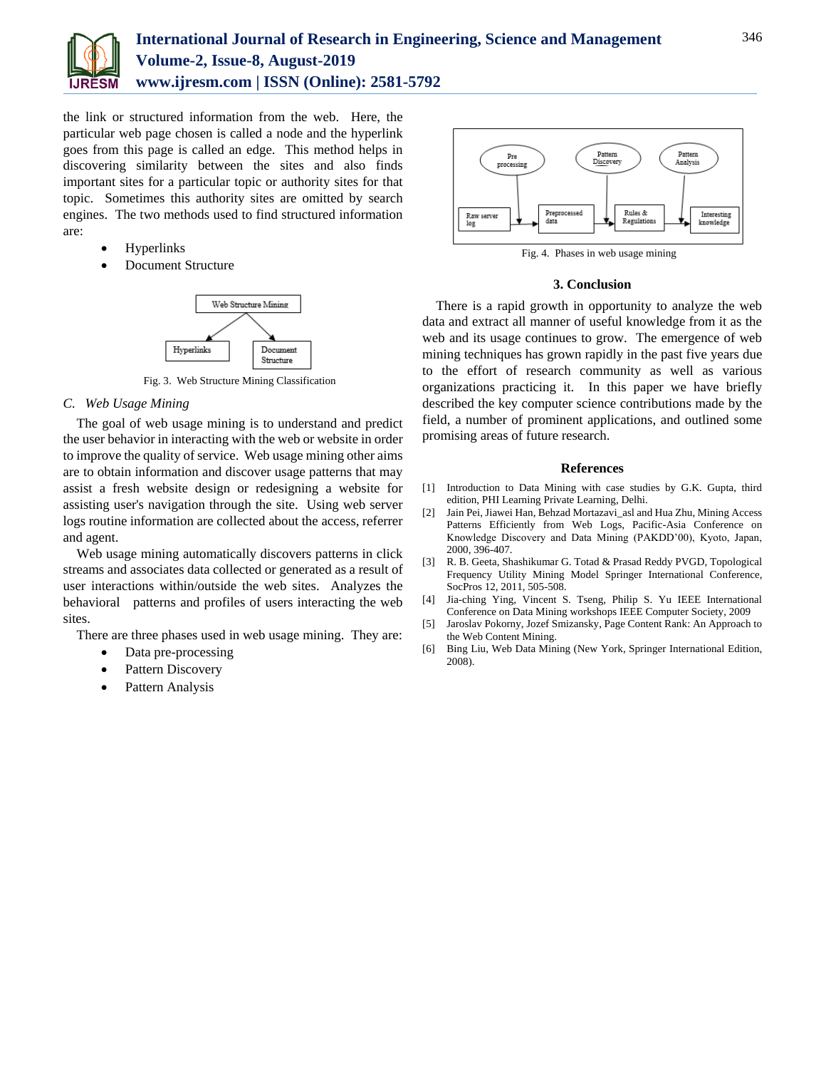the link or structured information from the web. Here, the particular web page chosen is called a node and the hyperlink goes from this page is called an edge. This method helps in discovering similarity between the sites and also finds important sites for a particular topic or authority sites for that topic. Sometimes this authority sites are omitted by search engines. The two methods used to find structured information are:

- Hyperlinks
- Document Structure

Web Structure Mining

Hyperlinks

Document Structure

Fig. 3. Web Structure Mining Classification

### *C. Web Usage Mining*

The goal of web usage mining is to understand and predict the user behavior in interacting with the web or website in order to improve the quality of service. Web usage mining other aims are to obtain information and discover usage patterns that may assist a fresh website design or redesigning a website for assisting user's navigation through the site. Using web server logs routine information are collected about the access, referrer and agent.

Web usage mining automatically discovers patterns in click streams and associates data collected or generated as a result of user interactions within/outside the web sites. Analyzes the behavioral patterns and profiles of users interacting the web sites.

There are three phases used in web usage mining. They are:

- Data pre-processing
- Pattern Discovery
- Pattern Analysis

Pre processing

Pattern Discovery

Pattern Analysis

Raw server log

Preprocessed data

Rules & Regulations

Interesting knowledge

Fig. 4. Phases in web usage mining

## 3. Conclusion

There is a rapid growth in opportunity to analyze the web data and extract all manner of useful knowledge from it as the web and its usage continues to grow. The emergence of web mining techniques has grown rapidly in the past five years due to the effort of research community as well as various organizations practicing it. In this paper we have briefly described the key computer science contributions made by the field, a number of prominent applications, and outlined some promising areas of future research.

## References

[1] Introduction to Data Mining with case studies by G.K. Gupta, third edition, PHI Learning Private Learning, Delhi.

[2] Jain Pei, Jiawei Han, Behzad Mortazavi_asl and Hua Zhu, Mining Access Patterns Efficiently from Web Logs, Pacific-Asia Conference on Knowledge Discovery and Data Mining (PAKDD'00), Kyoto, Japan, 2000, 396-407.

[3] R. B. Geeta, Shashikumar G. Totad & Prasad Reddy PVGD, Topological Frequency Utility Mining Model Springer International Conference, SocPros 12, 2011, 505-508.

[4] Jia-ching Ying, Vincent S. Tseng, Philip S. Yu IEEE International Conference on Data Mining workshops IEEE Computer Society, 2009

[5] Jaroslav Pokorny, Jozef Smizansky, Page Content Rank: An Approach to the Web Content Mining.

[6] Bing Liu, Web Data Mining (New York, Springer International Edition, 2008).